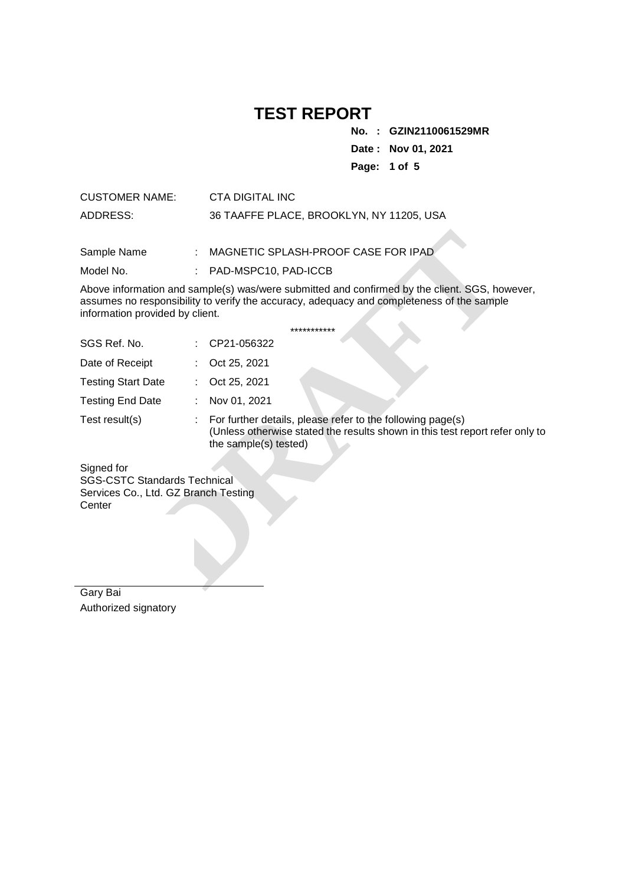# TEST REPORT

**No. : GZIN2110061529MR**

**Date : Nov 01, 2021**

CUSTOMER NAME: CTA DIGITAL INC

ADDRESS: 36 TAAFFE PLACE, BROOKLYN, NY 11205, USA

Sample Name : MAGNETIC SPLASH-PROOF CASE FOR IPAD

Model No. : PAD-MSPC10, PAD-ICCB

Above information and sample(s) was/were submitted and confirmed by the client. SGS, however, assumes no responsibility to verify the accuracy, adequacy and completeness of the sample information provided by client.

***********

SGS Ref. No. : CP21-056322

Date of Receipt : Oct 25, 2021

Testing Start Date : Oct 25, 2021

Testing End Date : Nov 01, 2021

Test result(s) : For further details, please refer to the following page(s)
(Unless otherwise stated the results shown in this test report refer only to the sample(s) tested)

Signed for
SGS-CSTC Standards Technical Services Co., Ltd. GZ Branch Testing Center

Gary Bai
Authorized signatory

DRAFT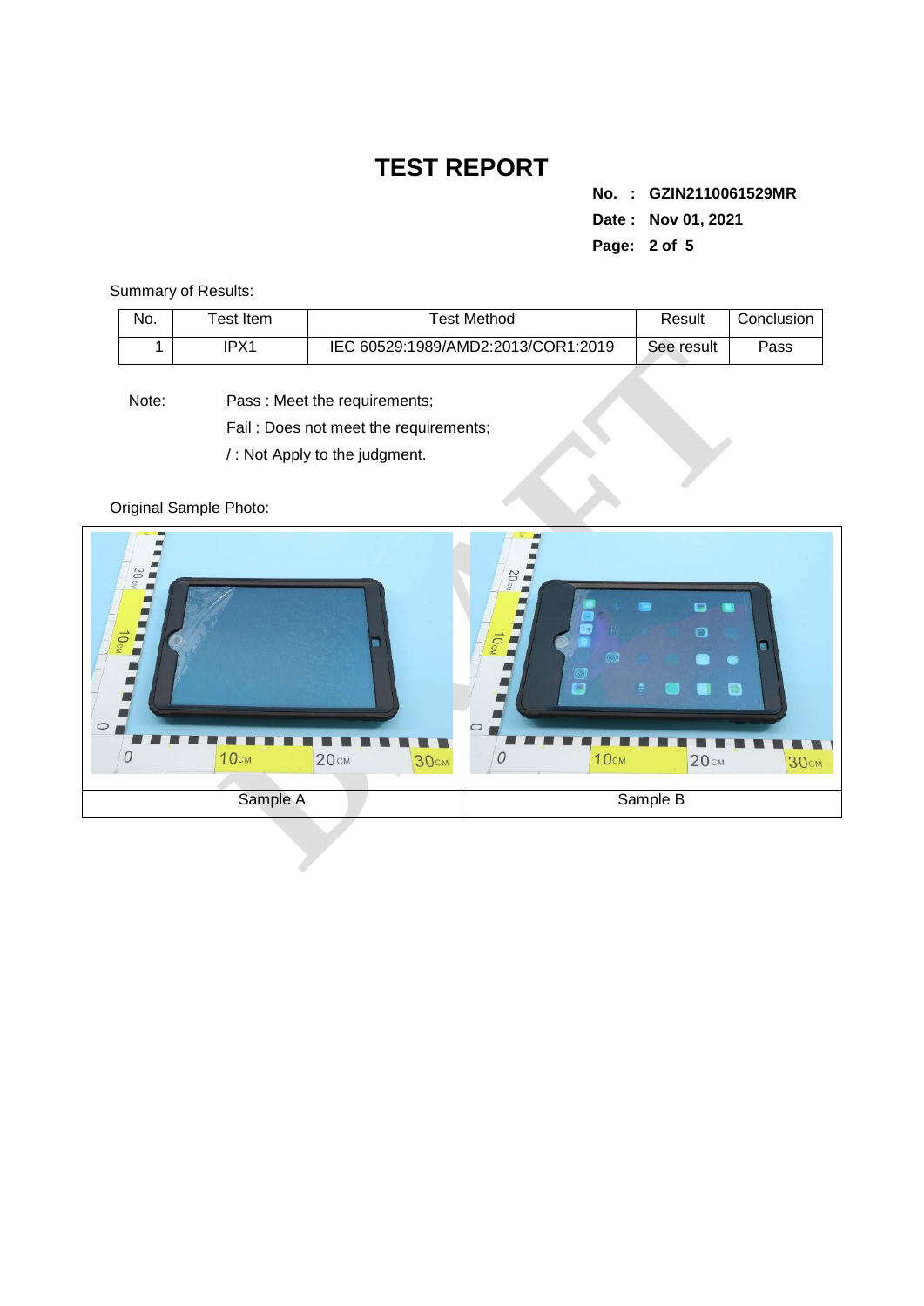# TEST REPORT

**No. : GZIN2110061529MR**

**Date : Nov 01, 2021**

Summary of Results:

| No. | Test Item | Test Method | Result | Conclusion |
|---|---|---|---|---|
| 1 | IPX1 | IEC 60529:1989/AMD2:2013/COR1:2019 | See result | Pass |

Note: Pass : Meet the requirements;

Fail : Does not meet the requirements;

/ : Not Apply to the judgment.

Original Sample Photo:

| Sample A | Sample B |
|---|---|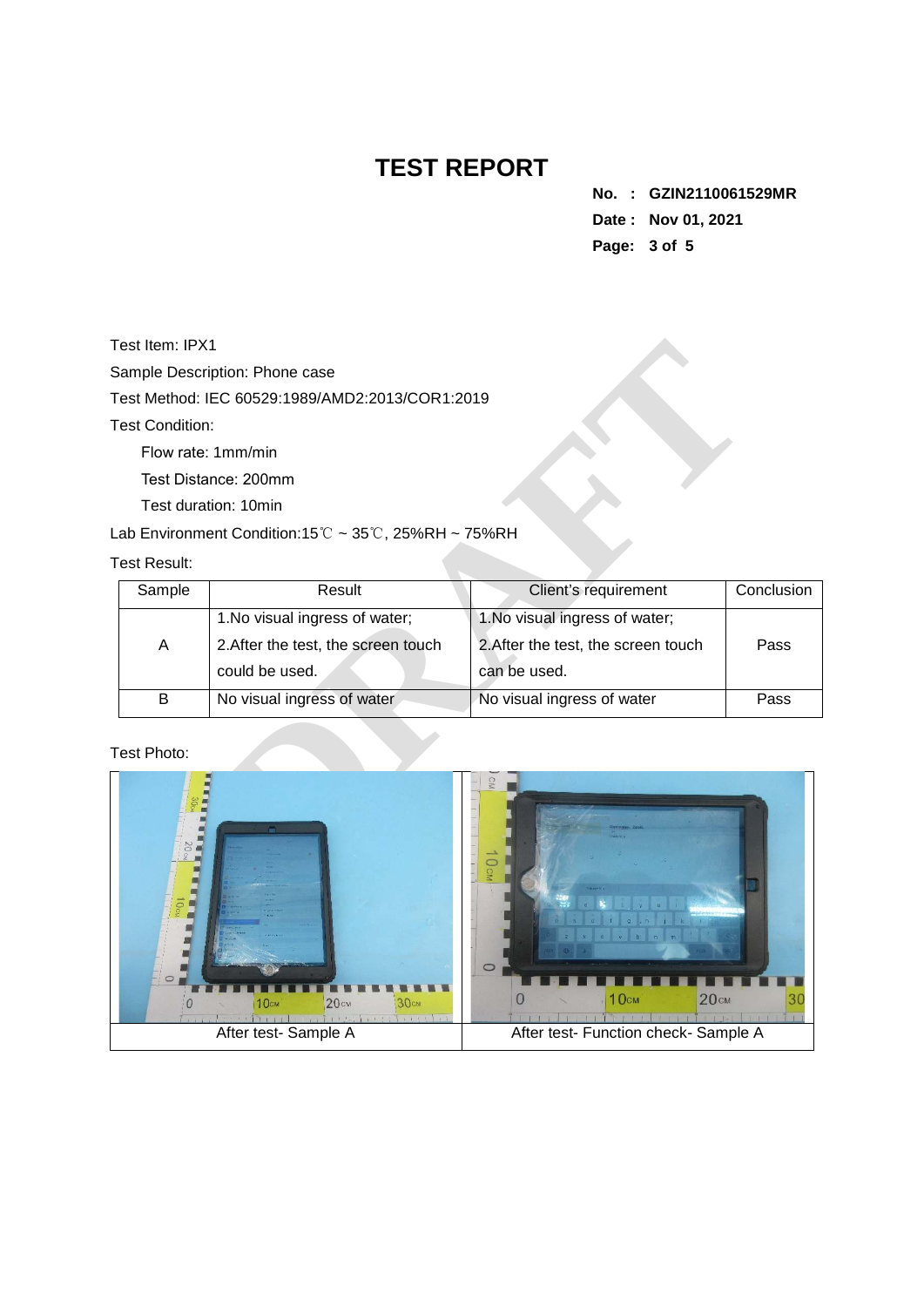# TEST REPORT

**No. : GZIN2110061529MR**
**Date : Nov 01, 2021**

Test Item: IPX1

Sample Description: Phone case

Test Method: IEC 60529:1989/AMD2:2013/COR1:2019

Test Condition:

- Flow rate: 1mm/min
- Test Distance: 200mm
- Test duration: 10min

Lab Environment Condition:15℃ ~ 35℃, 25%RH ~ 75%RH

Test Result:

| Sample | Result | Client's requirement | Conclusion |
|---|---|---|---|
| A | 1.No visual ingress of water;<br>2.After the test, the screen touch could be used. | 1.No visual ingress of water;<br>2.After the test, the screen touch can be used. | Pass |
| B | No visual ingress of water | No visual ingress of water | Pass |

Test Photo:

| After test- Sample A | After test- Function check- Sample A |
|---|---|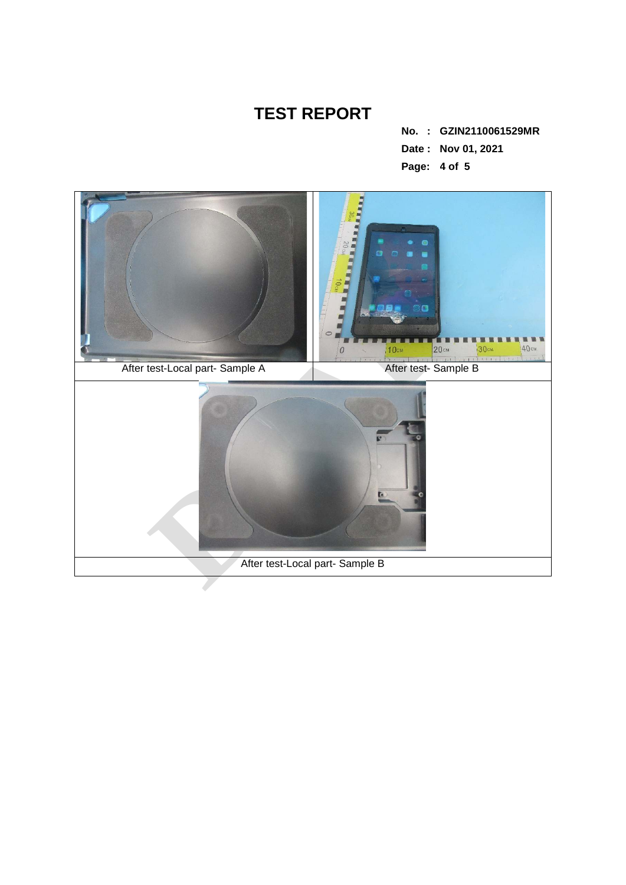# TEST REPORT

**No. : GZIN2110061529MR**

**Date : Nov 01, 2021**

| After test-Local part- Sample A | After test- Sample B |
|---|---|
| After test-Local part- Sample B | |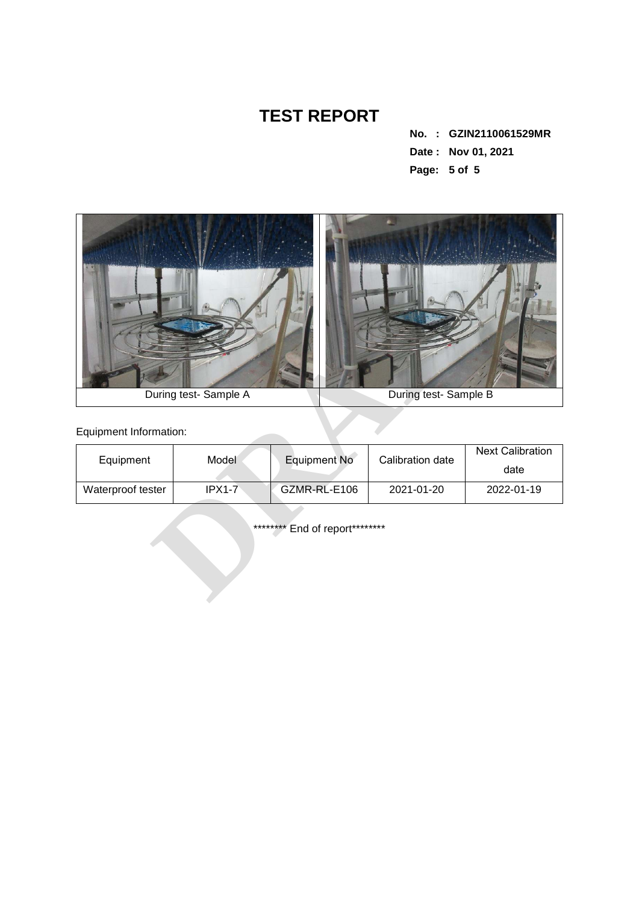# TEST REPORT

**No. : GZIN2110061529MR**

**Date : Nov 01, 2021**

| During test- Sample A | During test- Sample B |
| --- | --- |

Equipment Information:

| Equipment | Model | Equipment No | Calibration date | Next Calibration date |
| --- | --- | --- | --- | --- |
| Waterproof tester | IPX1-7 | GZMR-RL-E106 | 2021-01-20 | 2022-01-19 |

******** End of report********